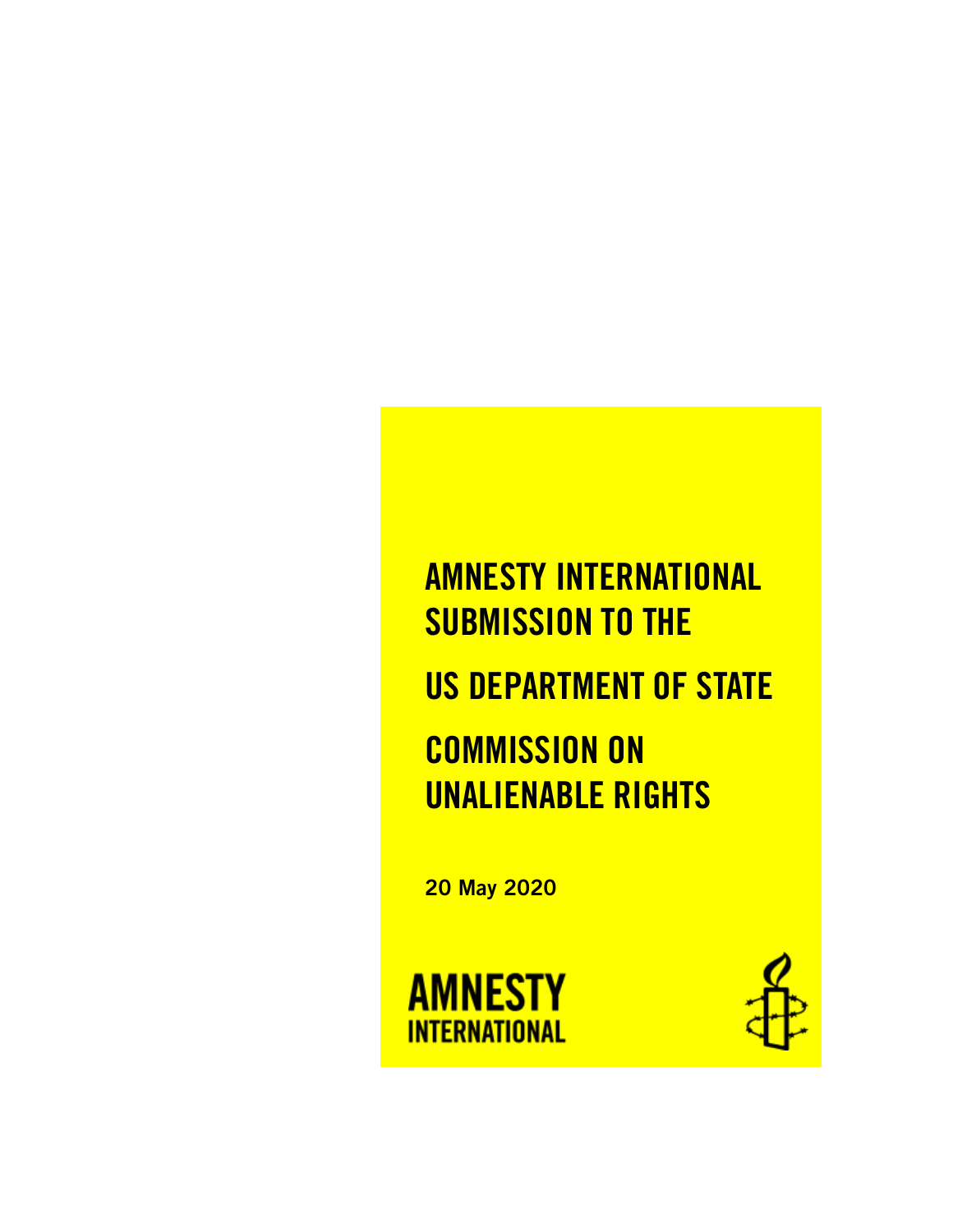# AMNESTY INTERNATIONAL SUBMISSION TO THE US DEPARTMENT OF STATE COMMISSION ON UNALIENABLE RIGHTS

**20 May 2020**

AMNESTY INTERNATIONAL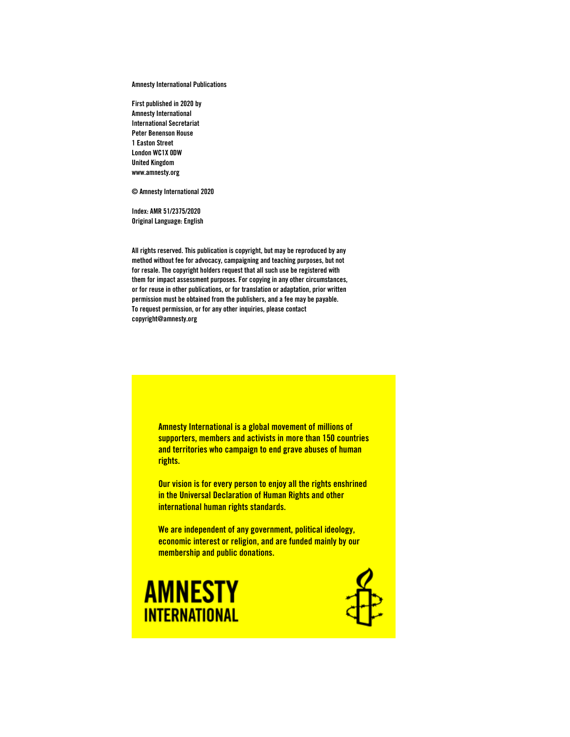Amnesty International Publications

First published in 2020 by
Amnesty International
International Secretariat
Peter Benenson House
1 Easton Street
London WC1X 0DW
United Kingdom
www.amnesty.org

© Amnesty International 2020

Index: AMR 51/2375/2020
Original Language: English

All rights reserved. This publication is copyright, but may be reproduced by any method without fee for advocacy, campaigning and teaching purposes, but not for resale. The copyright holders request that all such use be registered with them for impact assessment purposes. For copying in any other circumstances, or for reuse in other publications, or for translation or adaptation, prior written permission must be obtained from the publishers, and a fee may be payable. To request permission, or for any other inquiries, please contact copyright@amnesty.org

**Amnesty International is a global movement of millions of supporters, members and activists in more than 150 countries and territories who campaign to end grave abuses of human rights.**

**Our vision is for every person to enjoy all the rights enshrined in the Universal Declaration of Human Rights and other international human rights standards.**

**We are independent of any government, political ideology, economic interest or religion, and are funded mainly by our membership and public donations.**

**AMNESTY INTERNATIONAL**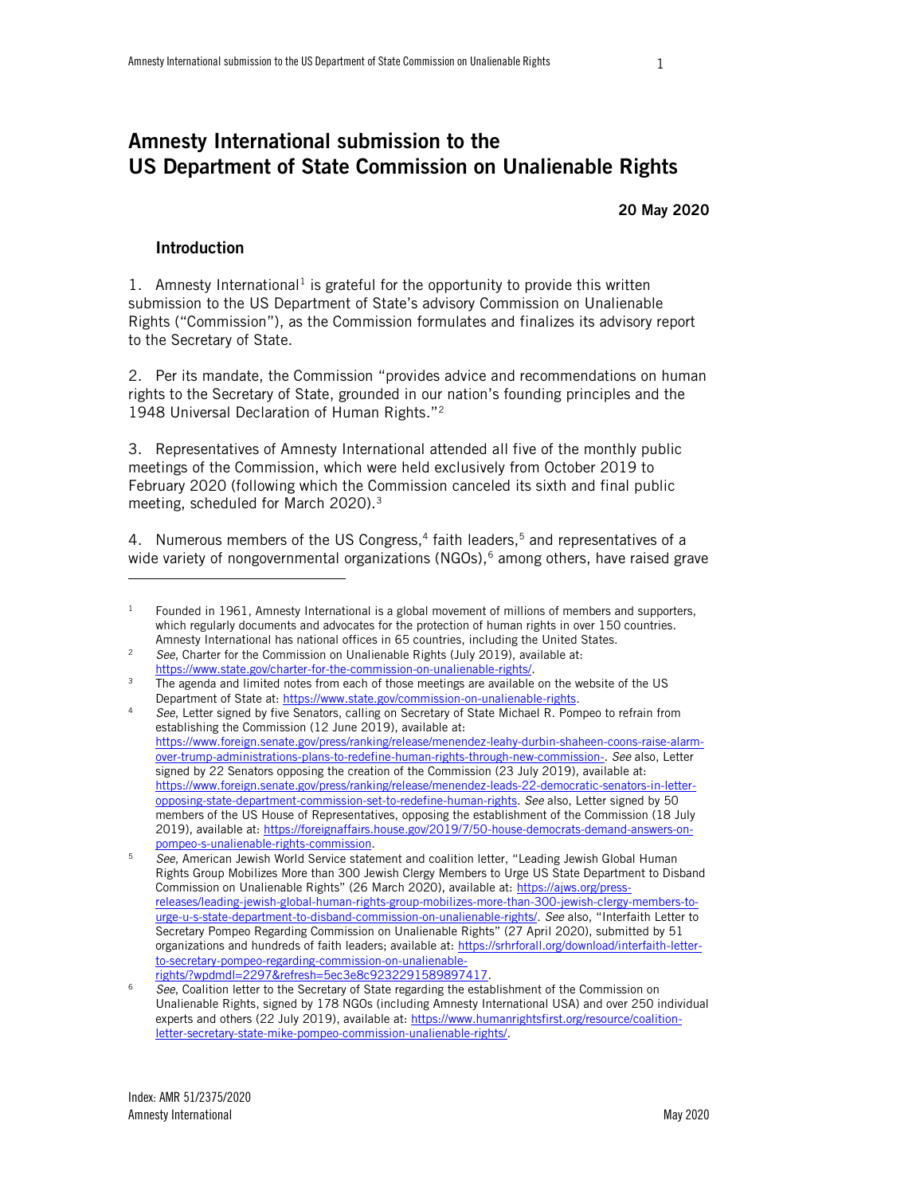# Amnesty International submission to the US Department of State Commission on Unalienable Rights

**20 May 2020**

## Introduction

1. Amnesty International[1] is grateful for the opportunity to provide this written submission to the US Department of State's advisory Commission on Unalienable Rights ("Commission"), as the Commission formulates and finalizes its advisory report to the Secretary of State.

2. Per its mandate, the Commission "provides advice and recommendations on human rights to the Secretary of State, grounded in our nation's founding principles and the 1948 Universal Declaration of Human Rights."[2]

3. Representatives of Amnesty International attended all five of the monthly public meetings of the Commission, which were held exclusively from October 2019 to February 2020 (following which the Commission canceled its sixth and final public meeting, scheduled for March 2020).[3]

4. Numerous members of the US Congress,[4] faith leaders,[5] and representatives of a wide variety of nongovernmental organizations (NGOs),[6] among others, have raised grave

---

[1] Founded in 1961, Amnesty International is a global movement of millions of members and supporters, which regularly documents and advocates for the protection of human rights in over 150 countries. Amnesty International has national offices in 65 countries, including the United States.

[2] *See*, Charter for the Commission on Unalienable Rights (July 2019), available at: https://www.state.gov/charter-for-the-commission-on-unalienable-rights/.

[3] The agenda and limited notes from each of those meetings are available on the website of the US Department of State at: https://www.state.gov/commission-on-unalienable-rights.

[4] *See*, Letter signed by five Senators, calling on Secretary of State Michael R. Pompeo to refrain from establishing the Commission (12 June 2019), available at: https://www.foreign.senate.gov/press/ranking/release/menendez-leahy-durbin-shaheen-coons-raise-alarm-over-trump-administrations-plans-to-redefine-human-rights-through-new-commission-. *See* also, Letter signed by 22 Senators opposing the creation of the Commission (23 July 2019), available at: https://www.foreign.senate.gov/press/ranking/release/menendez-leads-22-democratic-senators-in-letter-opposing-state-department-commission-set-to-redefine-human-rights. *See* also, Letter signed by 50 members of the US House of Representatives, opposing the establishment of the Commission (18 July 2019), available at: https://foreignaffairs.house.gov/2019/7/50-house-democrats-demand-answers-on-pompeo-s-unalienable-rights-commission.

[5] *See*, American Jewish World Service statement and coalition letter, "Leading Jewish Global Human Rights Group Mobilizes More than 300 Jewish Clergy Members to Urge US State Department to Disband Commission on Unalienable Rights" (26 March 2020), available at: https://ajws.org/press-releases/leading-jewish-global-human-rights-group-mobilizes-more-than-300-jewish-clergy-members-to-urge-u-s-state-department-to-disband-commission-on-unalienable-rights/. *See* also, "Interfaith Letter to Secretary Pompeo Regarding Commission on Unalienable Rights" (27 April 2020), submitted by 51 organizations and hundreds of faith leaders; available at: https://srhrforall.org/download/interfaith-letter-to-secretary-pompeo-regarding-commission-on-unalienable-rights/?wpdmdl=2297&refresh=5ec3e8c9232291589897417.

[6] *See*, Coalition letter to the Secretary of State regarding the establishment of the Commission on Unalienable Rights, signed by 178 NGOs (including Amnesty International USA) and over 250 individual experts and others (22 July 2019), available at: https://www.humanrightsfirst.org/resource/coalition-letter-secretary-state-mike-pompeo-commission-unalienable-rights/.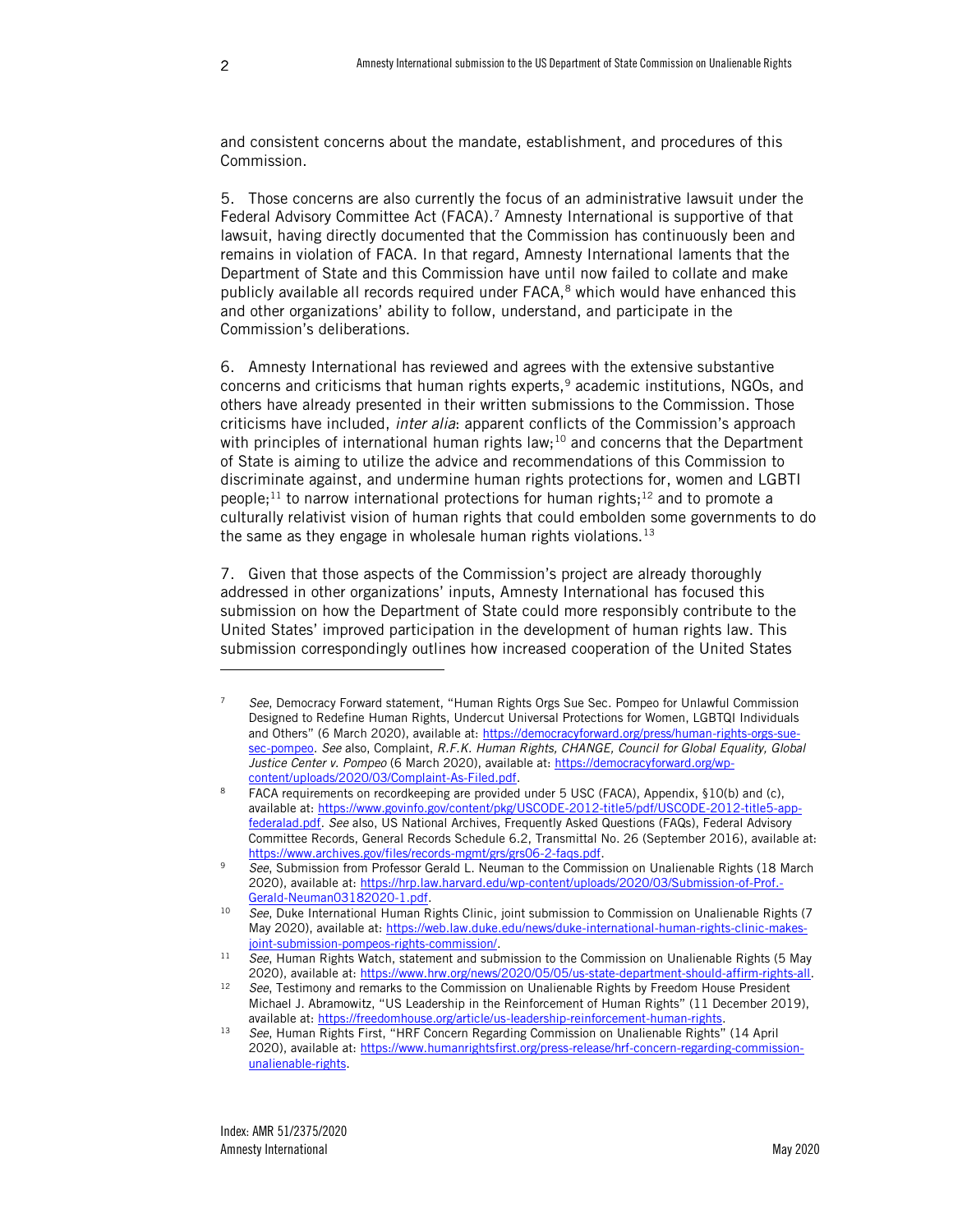and consistent concerns about the mandate, establishment, and procedures of this Commission.

5. Those concerns are also currently the focus of an administrative lawsuit under the Federal Advisory Committee Act (FACA).[7] Amnesty International is supportive of that lawsuit, having directly documented that the Commission has continuously been and remains in violation of FACA. In that regard, Amnesty International laments that the Department of State and this Commission have until now failed to collate and make publicly available all records required under FACA,[8] which would have enhanced this and other organizations' ability to follow, understand, and participate in the Commission's deliberations.

6. Amnesty International has reviewed and agrees with the extensive substantive concerns and criticisms that human rights experts,[9] academic institutions, NGOs, and others have already presented in their written submissions to the Commission. Those criticisms have included, *inter alia*: apparent conflicts of the Commission's approach with principles of international human rights law;[10] and concerns that the Department of State is aiming to utilize the advice and recommendations of this Commission to discriminate against, and undermine human rights protections for, women and LGBTI people;[11] to narrow international protections for human rights;[12] and to promote a culturally relativist vision of human rights that could embolden some governments to do the same as they engage in wholesale human rights violations.[13]

7. Given that those aspects of the Commission's project are already thoroughly addressed in other organizations' inputs, Amnesty International has focused this submission on how the Department of State could more responsibly contribute to the United States' improved participation in the development of human rights law. This submission correspondingly outlines how increased cooperation of the United States

---

[7] *See*, Democracy Forward statement, "Human Rights Orgs Sue Sec. Pompeo for Unlawful Commission Designed to Redefine Human Rights, Undercut Universal Protections for Women, LGBTQI Individuals and Others" (6 March 2020), available at: https://democracyforward.org/press/human-rights-orgs-sue-sec-pompeo. *See* also, Complaint, *R.F.K. Human Rights, CHANGE, Council for Global Equality, Global Justice Center v. Pompeo* (6 March 2020), available at: https://democracyforward.org/wp-content/uploads/2020/03/Complaint-As-Filed.pdf.

[8] FACA requirements on recordkeeping are provided under 5 USC (FACA), Appendix, §10(b) and (c), available at: https://www.govinfo.gov/content/pkg/USCODE-2012-title5/pdf/USCODE-2012-title5-app-federalad.pdf. *See* also, US National Archives, Frequently Asked Questions (FAQs), Federal Advisory Committee Records, General Records Schedule 6.2, Transmittal No. 26 (September 2016), available at: https://www.archives.gov/files/records-mgmt/grs/grs06-2-faqs.pdf.

[9] *See*, Submission from Professor Gerald L. Neuman to the Commission on Unalienable Rights (18 March 2020), available at: https://hrp.law.harvard.edu/wp-content/uploads/2020/03/Submission-of-Prof.-Gerald-Neuman03182020-1.pdf.

[10] *See*, Duke International Human Rights Clinic, joint submission to Commission on Unalienable Rights (7 May 2020), available at: https://web.law.duke.edu/news/duke-international-human-rights-clinic-makes-joint-submission-pompeos-rights-commission/.

[11] *See*, Human Rights Watch, statement and submission to the Commission on Unalienable Rights (5 May 2020), available at: https://www.hrw.org/news/2020/05/05/us-state-department-should-affirm-rights-all.

[12] *See*, Testimony and remarks to the Commission on Unalienable Rights by Freedom House President Michael J. Abramowitz, "US Leadership in the Reinforcement of Human Rights" (11 December 2019), available at: https://freedomhouse.org/article/us-leadership-reinforcement-human-rights.

[13] *See*, Human Rights First, "HRF Concern Regarding Commission on Unalienable Rights" (14 April 2020), available at: https://www.humanrightsfirst.org/press-release/hrf-concern-regarding-commission-unalienable-rights.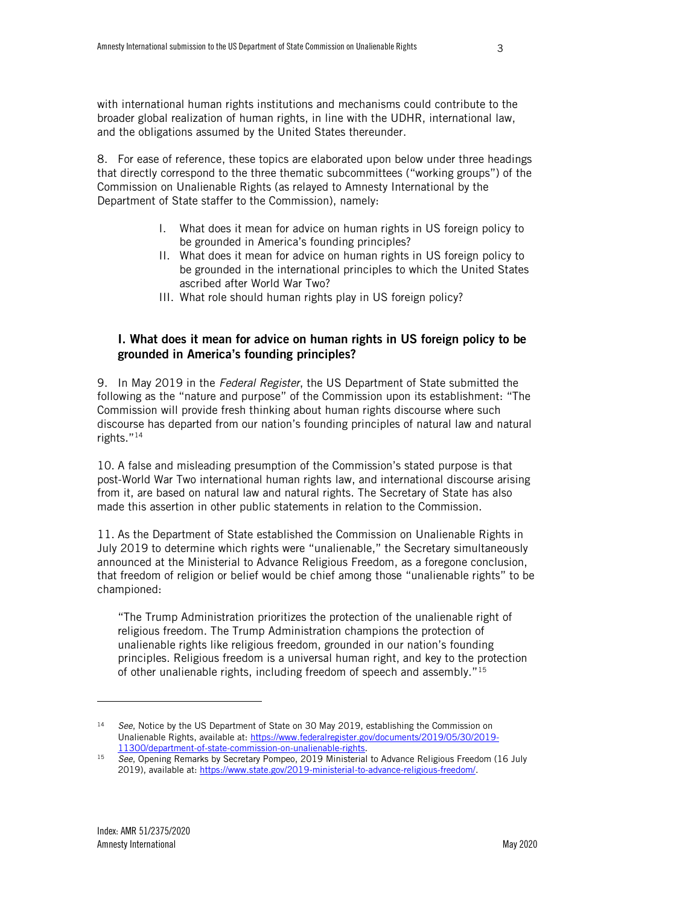with international human rights institutions and mechanisms could contribute to the broader global realization of human rights, in line with the UDHR, international law, and the obligations assumed by the United States thereunder.

8. For ease of reference, these topics are elaborated upon below under three headings that directly correspond to the three thematic subcommittees ("working groups") of the Commission on Unalienable Rights (as relayed to Amnesty International by the Department of State staffer to the Commission), namely:

I. What does it mean for advice on human rights in US foreign policy to be grounded in America's founding principles?
II. What does it mean for advice on human rights in US foreign policy to be grounded in the international principles to which the United States ascribed after World War Two?
III. What role should human rights play in US foreign policy?

## I. What does it mean for advice on human rights in US foreign policy to be grounded in America's founding principles?

9. In May 2019 in the *Federal Register*, the US Department of State submitted the following as the "nature and purpose" of the Commission upon its establishment: "The Commission will provide fresh thinking about human rights discourse where such discourse has departed from our nation's founding principles of natural law and natural rights."[14]

10. A false and misleading presumption of the Commission's stated purpose is that post-World War Two international human rights law, and international discourse arising from it, are based on natural law and natural rights. The Secretary of State has also made this assertion in other public statements in relation to the Commission.

11. As the Department of State established the Commission on Unalienable Rights in July 2019 to determine which rights were "unalienable," the Secretary simultaneously announced at the Ministerial to Advance Religious Freedom, as a foregone conclusion, that freedom of religion or belief would be chief among those "unalienable rights" to be championed:

> "The Trump Administration prioritizes the protection of the unalienable right of religious freedom. The Trump Administration champions the protection of unalienable rights like religious freedom, grounded in our nation's founding principles. Religious freedom is a universal human right, and key to the protection of other unalienable rights, including freedom of speech and assembly."[15]

---

[14] *See*, Notice by the US Department of State on 30 May 2019, establishing the Commission on Unalienable Rights, available at: https://www.federalregister.gov/documents/2019/05/30/2019-11300/department-of-state-commission-on-unalienable-rights.

[15] *See*, Opening Remarks by Secretary Pompeo, 2019 Ministerial to Advance Religious Freedom (16 July 2019), available at: https://www.state.gov/2019-ministerial-to-advance-religious-freedom/.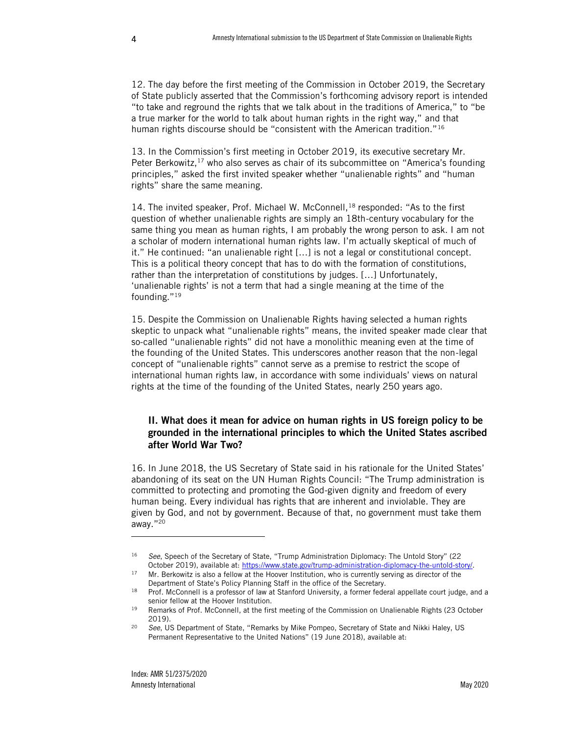12. The day before the first meeting of the Commission in October 2019, the Secretary of State publicly asserted that the Commission's forthcoming advisory report is intended "to take and reground the rights that we talk about in the traditions of America," to "be a true marker for the world to talk about human rights in the right way," and that human rights discourse should be "consistent with the American tradition."[16]

13. In the Commission's first meeting in October 2019, its executive secretary Mr. Peter Berkowitz,[17] who also serves as chair of its subcommittee on "America's founding principles," asked the first invited speaker whether "unalienable rights" and "human rights" share the same meaning.

14. The invited speaker, Prof. Michael W. McConnell,[18] responded: "As to the first question of whether unalienable rights are simply an 18th-century vocabulary for the same thing you mean as human rights, I am probably the wrong person to ask. I am not a scholar of modern international human rights law. I'm actually skeptical of much of it." He continued: "an unalienable right […] is not a legal or constitutional concept. This is a political theory concept that has to do with the formation of constitutions, rather than the interpretation of constitutions by judges. […] Unfortunately, 'unalienable rights' is not a term that had a single meaning at the time of the founding."[19]

15. Despite the Commission on Unalienable Rights having selected a human rights skeptic to unpack what "unalienable rights" means, the invited speaker made clear that so-called "unalienable rights" did not have a monolithic meaning even at the time of the founding of the United States. This underscores another reason that the non-legal concept of "unalienable rights" cannot serve as a premise to restrict the scope of international human rights law, in accordance with some individuals' views on natural rights at the time of the founding of the United States, nearly 250 years ago.

## II. What does it mean for advice on human rights in US foreign policy to be grounded in the international principles to which the United States ascribed after World War Two?

16. In June 2018, the US Secretary of State said in his rationale for the United States' abandoning of its seat on the UN Human Rights Council: "The Trump administration is committed to protecting and promoting the God-given dignity and freedom of every human being. Every individual has rights that are inherent and inviolable. They are given by God, and not by government. Because of that, no government must take them away."[20]

---

[16] *See*, Speech of the Secretary of State, "Trump Administration Diplomacy: The Untold Story" (22 October 2019), available at: https://www.state.gov/trump-administration-diplomacy-the-untold-story/.

[17] Mr. Berkowitz is also a fellow at the Hoover Institution, who is currently serving as director of the Department of State's Policy Planning Staff in the office of the Secretary.

[18] Prof. McConnell is a professor of law at Stanford University, a former federal appellate court judge, and a senior fellow at the Hoover Institution.

[19] Remarks of Prof. McConnell, at the first meeting of the Commission on Unalienable Rights (23 October 2019).

[20] *See*, US Department of State, "Remarks by Mike Pompeo, Secretary of State and Nikki Haley, US Permanent Representative to the United Nations" (19 June 2018), available at: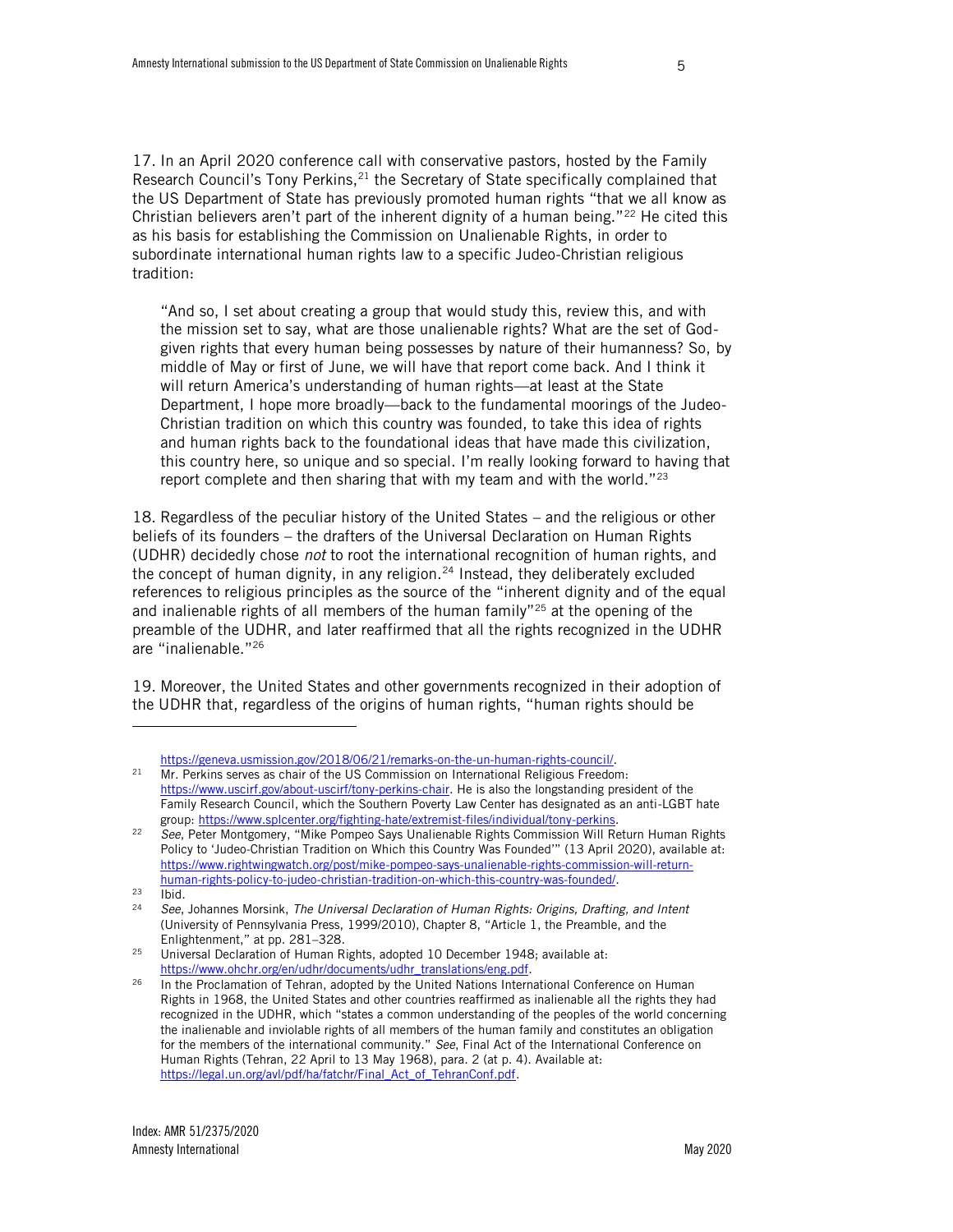17. In an April 2020 conference call with conservative pastors, hosted by the Family Research Council's Tony Perkins,[21] the Secretary of State specifically complained that the US Department of State has previously promoted human rights "that we all know as Christian believers aren't part of the inherent dignity of a human being."[22] He cited this as his basis for establishing the Commission on Unalienable Rights, in order to subordinate international human rights law to a specific Judeo-Christian religious tradition:

> "And so, I set about creating a group that would study this, review this, and with the mission set to say, what are those unalienable rights? What are the set of God-given rights that every human being possesses by nature of their humanness? So, by middle of May or first of June, we will have that report come back. And I think it will return America's understanding of human rights—at least at the State Department, I hope more broadly—back to the fundamental moorings of the Judeo-Christian tradition on which this country was founded, to take this idea of rights and human rights back to the foundational ideas that have made this civilization, this country here, so unique and so special. I'm really looking forward to having that report complete and then sharing that with my team and with the world."[23]

18. Regardless of the peculiar history of the United States – and the religious or other beliefs of its founders – the drafters of the Universal Declaration on Human Rights (UDHR) decidedly chose *not* to root the international recognition of human rights, and the concept of human dignity, in any religion.[24] Instead, they deliberately excluded references to religious principles as the source of the "inherent dignity and of the equal and inalienable rights of all members of the human family"[25] at the opening of the preamble of the UDHR, and later reaffirmed that all the rights recognized in the UDHR are "inalienable."[26]

19. Moreover, the United States and other governments recognized in their adoption of the UDHR that, regardless of the origins of human rights, "human rights should be

---

https://geneva.usmission.gov/2018/06/21/remarks-on-the-un-human-rights-council/.

[21] Mr. Perkins serves as chair of the US Commission on International Religious Freedom: https://www.uscirf.gov/about-uscirf/tony-perkins-chair. He is also the longstanding president of the Family Research Council, which the Southern Poverty Law Center has designated as an anti-LGBT hate group: https://www.splcenter.org/fighting-hate/extremist-files/individual/tony-perkins.

[22] *See*, Peter Montgomery, "Mike Pompeo Says Unalienable Rights Commission Will Return Human Rights Policy to 'Judeo-Christian Tradition on Which this Country Was Founded'" (13 April 2020), available at: https://www.rightwingwatch.org/post/mike-pompeo-says-unalienable-rights-commission-will-return-human-rights-policy-to-judeo-christian-tradition-on-which-this-country-was-founded/.

[23] Ibid.

[24] *See*, Johannes Morsink, *The Universal Declaration of Human Rights: Origins, Drafting, and Intent* (University of Pennsylvania Press, 1999/2010), Chapter 8, "Article 1, the Preamble, and the Enlightenment," at pp. 281–328.

[25] Universal Declaration of Human Rights, adopted 10 December 1948; available at: https://www.ohchr.org/en/udhr/documents/udhr_translations/eng.pdf.

[26] In the Proclamation of Tehran, adopted by the United Nations International Conference on Human Rights in 1968, the United States and other countries reaffirmed as inalienable all the rights they had recognized in the UDHR, which "states a common understanding of the peoples of the world concerning the inalienable and inviolable rights of all members of the human family and constitutes an obligation for the members of the international community." *See*, Final Act of the International Conference on Human Rights (Tehran, 22 April to 13 May 1968), para. 2 (at p. 4). Available at: https://legal.un.org/avl/pdf/ha/fatchr/Final_Act_of_TehranConf.pdf.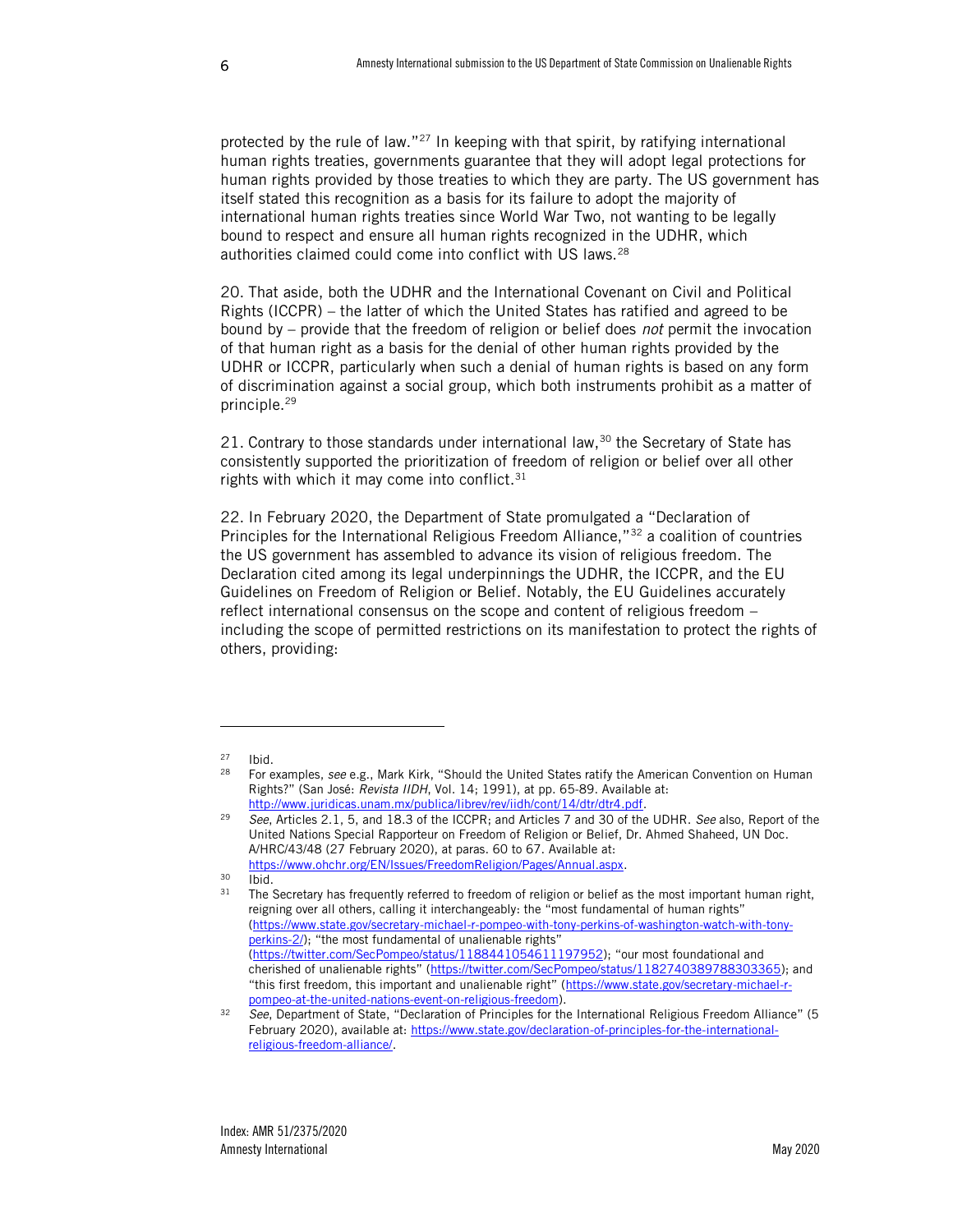protected by the rule of law."[27] In keeping with that spirit, by ratifying international human rights treaties, governments guarantee that they will adopt legal protections for human rights provided by those treaties to which they are party. The US government has itself stated this recognition as a basis for its failure to adopt the majority of international human rights treaties since World War Two, not wanting to be legally bound to respect and ensure all human rights recognized in the UDHR, which authorities claimed could come into conflict with US laws.[28]

20. That aside, both the UDHR and the International Covenant on Civil and Political Rights (ICCPR) – the latter of which the United States has ratified and agreed to be bound by – provide that the freedom of religion or belief does *not* permit the invocation of that human right as a basis for the denial of other human rights provided by the UDHR or ICCPR, particularly when such a denial of human rights is based on any form of discrimination against a social group, which both instruments prohibit as a matter of principle.[29]

21. Contrary to those standards under international law,[30] the Secretary of State has consistently supported the prioritization of freedom of religion or belief over all other rights with which it may come into conflict.[31]

22. In February 2020, the Department of State promulgated a "Declaration of Principles for the International Religious Freedom Alliance,"[32] a coalition of countries the US government has assembled to advance its vision of religious freedom. The Declaration cited among its legal underpinnings the UDHR, the ICCPR, and the EU Guidelines on Freedom of Religion or Belief. Notably, the EU Guidelines accurately reflect international consensus on the scope and content of religious freedom – including the scope of permitted restrictions on its manifestation to protect the rights of others, providing:

---

[27] Ibid.

[28] For examples, *see* e.g., Mark Kirk, "Should the United States ratify the American Convention on Human Rights?" (San José: *Revista IIDH*, Vol. 14; 1991), at pp. 65-89. Available at: http://www.juridicas.unam.mx/publica/librev/rev/iidh/cont/14/dtr/dtr4.pdf.

[29] *See*, Articles 2.1, 5, and 18.3 of the ICCPR; and Articles 7 and 30 of the UDHR. *See* also, Report of the United Nations Special Rapporteur on Freedom of Religion or Belief, Dr. Ahmed Shaheed, UN Doc. A/HRC/43/48 (27 February 2020), at paras. 60 to 67. Available at: https://www.ohchr.org/EN/Issues/FreedomReligion/Pages/Annual.aspx.

[30] Ibid.

[31] The Secretary has frequently referred to freedom of religion or belief as the most important human right, reigning over all others, calling it interchangeably: the "most fundamental of human rights" (https://www.state.gov/secretary-michael-r-pompeo-with-tony-perkins-of-washington-watch-with-tony-perkins-2/); "the most fundamental of unalienable rights" (https://twitter.com/SecPompeo/status/1188441054611197952); "our most foundational and cherished of unalienable rights" (https://twitter.com/SecPompeo/status/1182740389788303365); and "this first freedom, this important and unalienable right" (https://www.state.gov/secretary-michael-r-pompeo-at-the-united-nations-event-on-religious-freedom).

[32] *See*, Department of State, "Declaration of Principles for the International Religious Freedom Alliance" (5 February 2020), available at: https://www.state.gov/declaration-of-principles-for-the-international-religious-freedom-alliance/.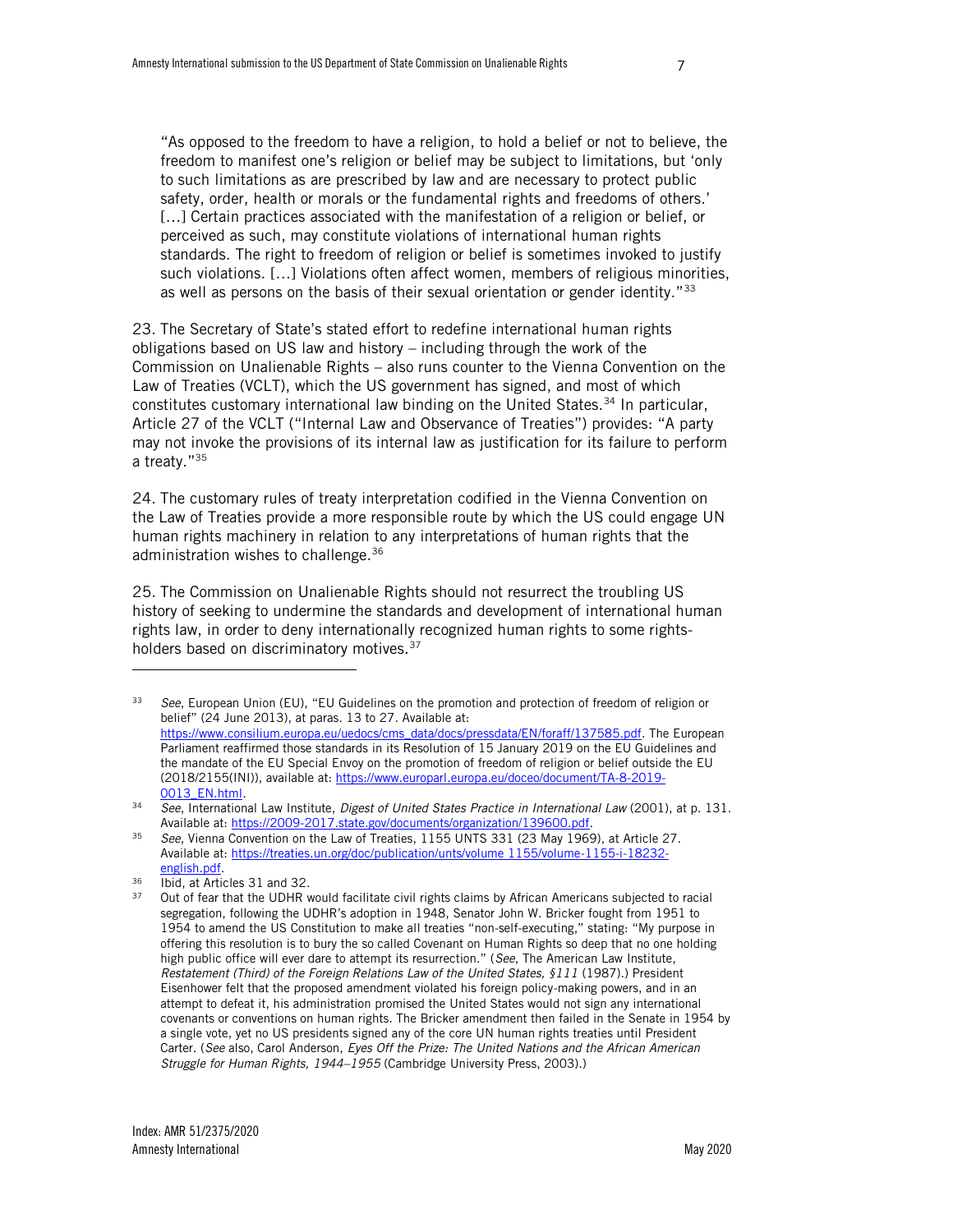> "As opposed to the freedom to have a religion, to hold a belief or not to believe, the freedom to manifest one's religion or belief may be subject to limitations, but 'only to such limitations as are prescribed by law and are necessary to protect public safety, order, health or morals or the fundamental rights and freedoms of others.' [...] Certain practices associated with the manifestation of a religion or belief, or perceived as such, may constitute violations of international human rights standards. The right to freedom of religion or belief is sometimes invoked to justify such violations. [...] Violations often affect women, members of religious minorities, as well as persons on the basis of their sexual orientation or gender identity."[33]

23. The Secretary of State's stated effort to redefine international human rights obligations based on US law and history – including through the work of the Commission on Unalienable Rights – also runs counter to the Vienna Convention on the Law of Treaties (VCLT), which the US government has signed, and most of which constitutes customary international law binding on the United States.[34] In particular, Article 27 of the VCLT ("Internal Law and Observance of Treaties") provides: "A party may not invoke the provisions of its internal law as justification for its failure to perform a treaty."[35]

24. The customary rules of treaty interpretation codified in the Vienna Convention on the Law of Treaties provide a more responsible route by which the US could engage UN human rights machinery in relation to any interpretations of human rights that the administration wishes to challenge.[36]

25. The Commission on Unalienable Rights should not resurrect the troubling US history of seeking to undermine the standards and development of international human rights law, in order to deny internationally recognized human rights to some rights-holders based on discriminatory motives.[37]

---

[33] *See*, European Union (EU), "EU Guidelines on the promotion and protection of freedom of religion or belief" (24 June 2013), at paras. 13 to 27. Available at: https://www.consilium.europa.eu/uedocs/cms_data/docs/pressdata/EN/foraff/137585.pdf. The European Parliament reaffirmed those standards in its Resolution of 15 January 2019 on the EU Guidelines and the mandate of the EU Special Envoy on the promotion of freedom of religion or belief outside the EU (2018/2155(INI)), available at: https://www.europarl.europa.eu/doceo/document/TA-8-2019-0013_EN.html.

[34] *See*, International Law Institute, *Digest of United States Practice in International Law* (2001), at p. 131. Available at: https://2009-2017.state.gov/documents/organization/139600.pdf.

[35] *See*, Vienna Convention on the Law of Treaties, 1155 UNTS 331 (23 May 1969), at Article 27. Available at: https://treaties.un.org/doc/publication/unts/volume 1155/volume-1155-i-18232-english.pdf.

[36] Ibid, at Articles 31 and 32.

[37] Out of fear that the UDHR would facilitate civil rights claims by African Americans subjected to racial segregation, following the UDHR's adoption in 1948, Senator John W. Bricker fought from 1951 to 1954 to amend the US Constitution to make all treaties "non-self-executing," stating: "My purpose in offering this resolution is to bury the so called Covenant on Human Rights so deep that no one holding high public office will ever dare to attempt its resurrection." (*See*, The American Law Institute, *Restatement (Third) of the Foreign Relations Law of the United States, §111* (1987).) President Eisenhower felt that the proposed amendment violated his foreign policy-making powers, and in an attempt to defeat it, his administration promised the United States would not sign any international covenants or conventions on human rights. The Bricker amendment then failed in the Senate in 1954 by a single vote, yet no US presidents signed any of the core UN human rights treaties until President Carter. (*See* also, Carol Anderson, *Eyes Off the Prize: The United Nations and the African American Struggle for Human Rights, 1944–1955* (Cambridge University Press, 2003).)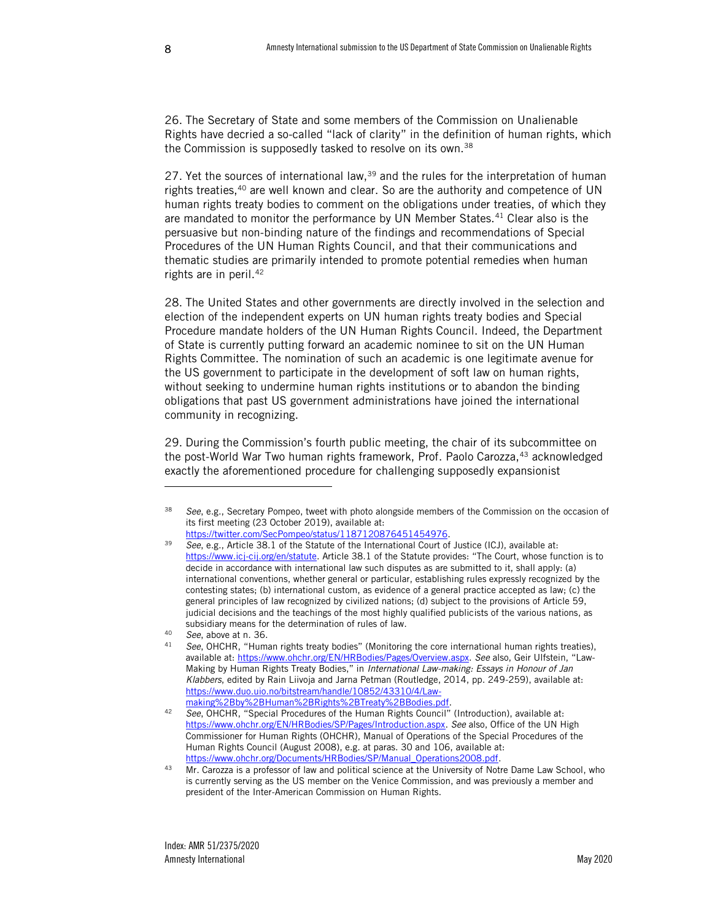26. The Secretary of State and some members of the Commission on Unalienable Rights have decried a so-called "lack of clarity" in the definition of human rights, which the Commission is supposedly tasked to resolve on its own.[38]

27. Yet the sources of international law,[39] and the rules for the interpretation of human rights treaties,[40] are well known and clear. So are the authority and competence of UN human rights treaty bodies to comment on the obligations under treaties, of which they are mandated to monitor the performance by UN Member States.[41] Clear also is the persuasive but non-binding nature of the findings and recommendations of Special Procedures of the UN Human Rights Council, and that their communications and thematic studies are primarily intended to promote potential remedies when human rights are in peril.[42]

28. The United States and other governments are directly involved in the selection and election of the independent experts on UN human rights treaty bodies and Special Procedure mandate holders of the UN Human Rights Council. Indeed, the Department of State is currently putting forward an academic nominee to sit on the UN Human Rights Committee. The nomination of such an academic is one legitimate avenue for the US government to participate in the development of soft law on human rights, without seeking to undermine human rights institutions or to abandon the binding obligations that past US government administrations have joined the international community in recognizing.

29. During the Commission's fourth public meeting, the chair of its subcommittee on the post-World War Two human rights framework, Prof. Paolo Carozza,[43] acknowledged exactly the aforementioned procedure for challenging supposedly expansionist

---

[38] *See*, e.g., Secretary Pompeo, tweet with photo alongside members of the Commission on the occasion of its first meeting (23 October 2019), available at: https://twitter.com/SecPompeo/status/1187120876451454976.

[39] *See*, e.g., Article 38.1 of the Statute of the International Court of Justice (ICJ), available at: https://www.icj-cij.org/en/statute. Article 38.1 of the Statute provides: "The Court, whose function is to decide in accordance with international law such disputes as are submitted to it, shall apply: (a) international conventions, whether general or particular, establishing rules expressly recognized by the contesting states; (b) international custom, as evidence of a general practice accepted as law; (c) the general principles of law recognized by civilized nations; (d) subject to the provisions of Article 59, judicial decisions and the teachings of the most highly qualified publicists of the various nations, as subsidiary means for the determination of rules of law.

[40] *See*, above at n. 36.

[41] *See*, OHCHR, "Human rights treaty bodies" (Monitoring the core international human rights treaties), available at: https://www.ohchr.org/EN/HRBodies/Pages/Overview.aspx. *See* also, Geir Ulfstein, "Law-Making by Human Rights Treaty Bodies," in *International Law-making: Essays in Honour of Jan Klabbers*, edited by Rain Liivoja and Jarna Petman (Routledge, 2014, pp. 249-259), available at: https://www.duo.uio.no/bitstream/handle/10852/43310/4/Law-making%2Bby%2BHuman%2BRights%2BTreaty%2BBodies.pdf.

[42] *See*, OHCHR, "Special Procedures of the Human Rights Council" (Introduction), available at: https://www.ohchr.org/EN/HRBodies/SP/Pages/Introduction.aspx. *See* also, Office of the UN High Commissioner for Human Rights (OHCHR), Manual of Operations of the Special Procedures of the Human Rights Council (August 2008), e.g. at paras. 30 and 106, available at: https://www.ohchr.org/Documents/HRBodies/SP/Manual_Operations2008.pdf.

[43] Mr. Carozza is a professor of law and political science at the University of Notre Dame Law School, who is currently serving as the US member on the Venice Commission, and was previously a member and president of the Inter-American Commission on Human Rights.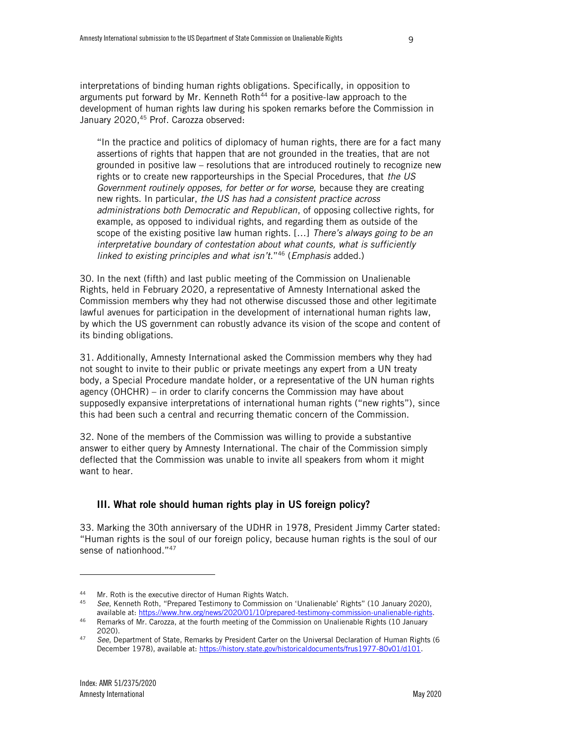interpretations of binding human rights obligations. Specifically, in opposition to arguments put forward by Mr. Kenneth Roth[44] for a positive-law approach to the development of human rights law during his spoken remarks before the Commission in January 2020,[45] Prof. Carozza observed:

> "In the practice and politics of diplomacy of human rights, there are for a fact many assertions of rights that happen that are not grounded in the treaties, that are not grounded in positive law – resolutions that are introduced routinely to recognize new rights or to create new rapporteurships in the Special Procedures, that *the US Government routinely opposes, for better or for worse,* because they are creating new rights. In particular, *the US has had a consistent practice across administrations both Democratic and Republican*, of opposing collective rights, for example, as opposed to individual rights, and regarding them as outside of the scope of the existing positive law human rights. [...] *There's always going to be an interpretative boundary of contestation about what counts, what is sufficiently linked to existing principles and what isn't.*"[46] (*Emphasis* added.)

30. In the next (fifth) and last public meeting of the Commission on Unalienable Rights, held in February 2020, a representative of Amnesty International asked the Commission members why they had not otherwise discussed those and other legitimate lawful avenues for participation in the development of international human rights law, by which the US government can robustly advance its vision of the scope and content of its binding obligations.

31. Additionally, Amnesty International asked the Commission members why they had not sought to invite to their public or private meetings any expert from a UN treaty body, a Special Procedure mandate holder, or a representative of the UN human rights agency (OHCHR) – in order to clarify concerns the Commission may have about supposedly expansive interpretations of international human rights ("new rights"), since this had been such a central and recurring thematic concern of the Commission.

32. None of the members of the Commission was willing to provide a substantive answer to either query by Amnesty International. The chair of the Commission simply deflected that the Commission was unable to invite all speakers from whom it might want to hear.

## III. What role should human rights play in US foreign policy?

33. Marking the 30th anniversary of the UDHR in 1978, President Jimmy Carter stated: "Human rights is the soul of our foreign policy, because human rights is the soul of our sense of nationhood."[47]

---

[44] Mr. Roth is the executive director of Human Rights Watch.

[45] *See*, Kenneth Roth, "Prepared Testimony to Commission on 'Unalienable' Rights" (10 January 2020), available at: https://www.hrw.org/news/2020/01/10/prepared-testimony-commission-unalienable-rights.

[46] Remarks of Mr. Carozza, at the fourth meeting of the Commission on Unalienable Rights (10 January 2020).

[47] *See*, Department of State, Remarks by President Carter on the Universal Declaration of Human Rights (6 December 1978), available at: https://history.state.gov/historicaldocuments/frus1977-80v01/d101.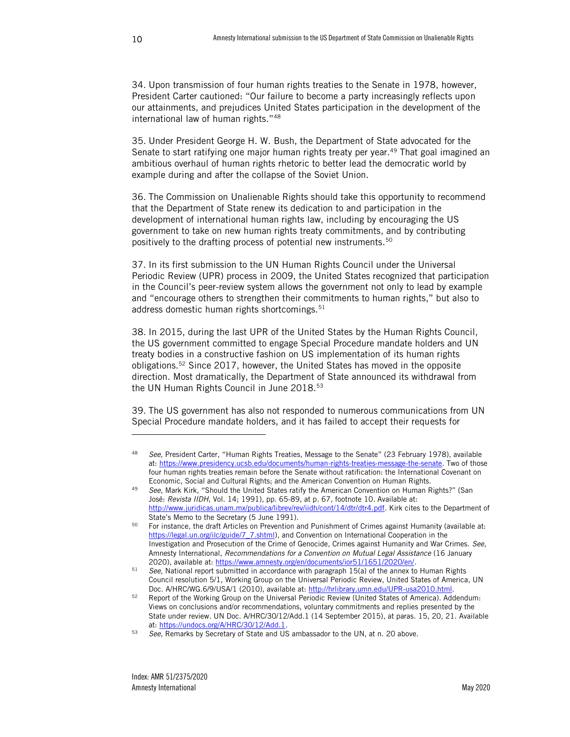34. Upon transmission of four human rights treaties to the Senate in 1978, however, President Carter cautioned: "Our failure to become a party increasingly reflects upon our attainments, and prejudices United States participation in the development of the international law of human rights."[48]

35. Under President George H. W. Bush, the Department of State advocated for the Senate to start ratifying one major human rights treaty per year.[49] That goal imagined an ambitious overhaul of human rights rhetoric to better lead the democratic world by example during and after the collapse of the Soviet Union.

36. The Commission on Unalienable Rights should take this opportunity to recommend that the Department of State renew its dedication to and participation in the development of international human rights law, including by encouraging the US government to take on new human rights treaty commitments, and by contributing positively to the drafting process of potential new instruments.[50]

37. In its first submission to the UN Human Rights Council under the Universal Periodic Review (UPR) process in 2009, the United States recognized that participation in the Council's peer-review system allows the government not only to lead by example and "encourage others to strengthen their commitments to human rights," but also to address domestic human rights shortcomings.[51]

38. In 2015, during the last UPR of the United States by the Human Rights Council, the US government committed to engage Special Procedure mandate holders and UN treaty bodies in a constructive fashion on US implementation of its human rights obligations.[52] Since 2017, however, the United States has moved in the opposite direction. Most dramatically, the Department of State announced its withdrawal from the UN Human Rights Council in June 2018.[53]

39. The US government has also not responded to numerous communications from UN Special Procedure mandate holders, and it has failed to accept their requests for

---

[48] *See*, President Carter, "Human Rights Treaties, Message to the Senate" (23 February 1978), available at: https://www.presidency.ucsb.edu/documents/human-rights-treaties-message-the-senate. Two of those four human rights treaties remain before the Senate without ratification: the International Covenant on Economic, Social and Cultural Rights; and the American Convention on Human Rights.

[49] *See*, Mark Kirk, "Should the United States ratify the American Convention on Human Rights?" (San José: *Revista IIDH*, Vol. 14; 1991), pp. 65-89, at p. 67, footnote 10. Available at: http://www.juridicas.unam.mx/publica/librev/rev/iidh/cont/14/dtr/dtr4.pdf. Kirk cites to the Department of State's Memo to the Secretary (5 June 1991).

[50] For instance, the draft Articles on Prevention and Punishment of Crimes against Humanity (available at: https://legal.un.org/ilc/guide/7_7.shtml), and Convention on International Cooperation in the Investigation and Prosecution of the Crime of Genocide, Crimes against Humanity and War Crimes. *See*, Amnesty International, *Recommendations for a Convention on Mutual Legal Assistance* (16 January 2020), available at: https://www.amnesty.org/en/documents/ior51/1651/2020/en/.

[51] *See*, National report submitted in accordance with paragraph 15(a) of the annex to Human Rights Council resolution 5/1, Working Group on the Universal Periodic Review, United States of America, UN Doc. A/HRC/WG.6/9/USA/1 (2010), available at: http://hrlibrary.umn.edu/UPR-usa2010.html.

[52] Report of the Working Group on the Universal Periodic Review (United States of America). Addendum: Views on conclusions and/or recommendations, voluntary commitments and replies presented by the State under review. UN Doc. A/HRC/30/12/Add.1 (14 September 2015), at paras. 15, 20, 21. Available at: https://undocs.org/A/HRC/30/12/Add.1.

[53] *See*, Remarks by Secretary of State and US ambassador to the UN, at n. 20 above.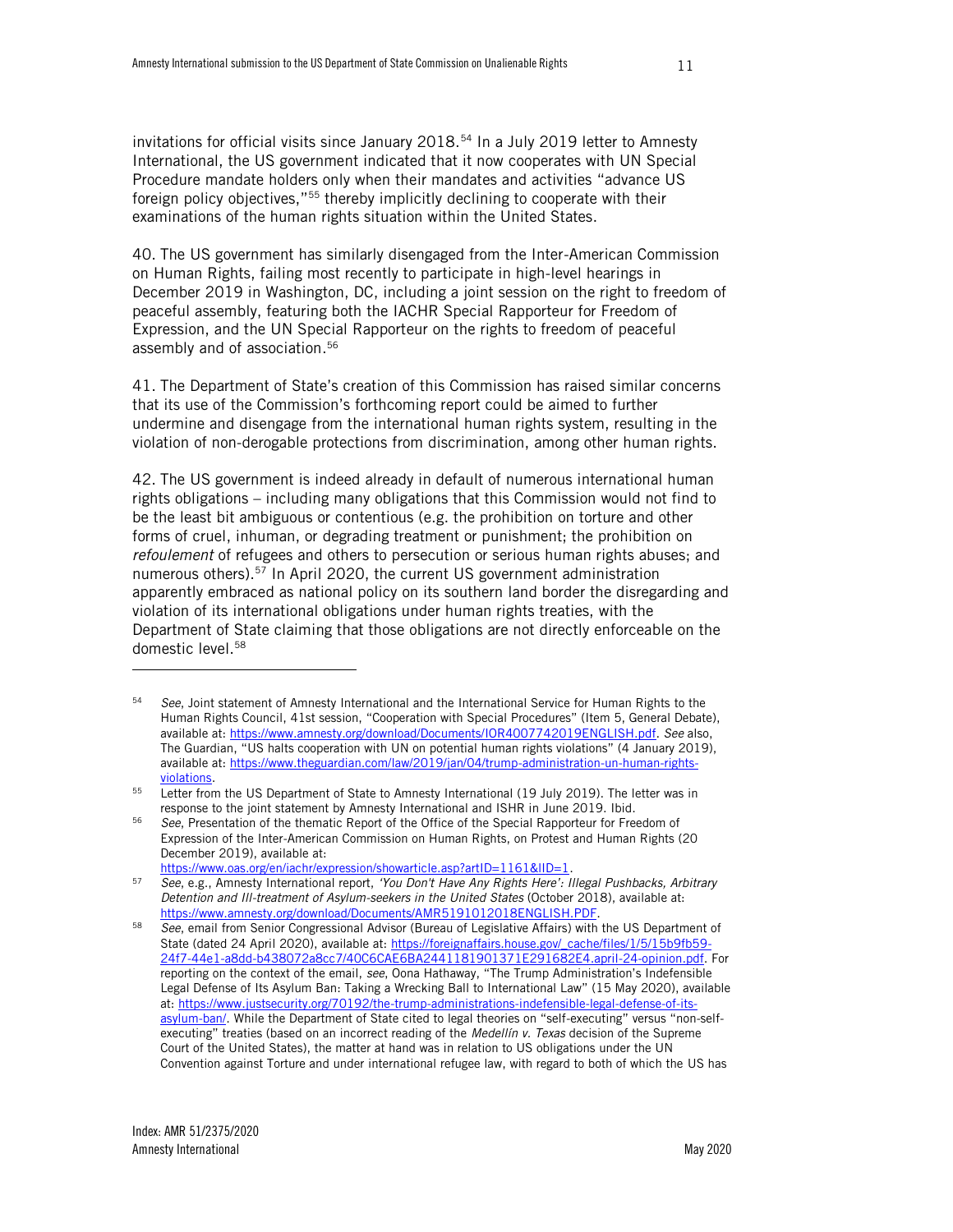invitations for official visits since January 2018.[54] In a July 2019 letter to Amnesty International, the US government indicated that it now cooperates with UN Special Procedure mandate holders only when their mandates and activities "advance US foreign policy objectives,"[55] thereby implicitly declining to cooperate with their examinations of the human rights situation within the United States.

40. The US government has similarly disengaged from the Inter-American Commission on Human Rights, failing most recently to participate in high-level hearings in December 2019 in Washington, DC, including a joint session on the right to freedom of peaceful assembly, featuring both the IACHR Special Rapporteur for Freedom of Expression, and the UN Special Rapporteur on the rights to freedom of peaceful assembly and of association.[56]

41. The Department of State's creation of this Commission has raised similar concerns that its use of the Commission's forthcoming report could be aimed to further undermine and disengage from the international human rights system, resulting in the violation of non-derogable protections from discrimination, among other human rights.

42. The US government is indeed already in default of numerous international human rights obligations – including many obligations that this Commission would not find to be the least bit ambiguous or contentious (e.g. the prohibition on torture and other forms of cruel, inhuman, or degrading treatment or punishment; the prohibition on *refoulement* of refugees and others to persecution or serious human rights abuses; and numerous others).[57] In April 2020, the current US government administration apparently embraced as national policy on its southern land border the disregarding and violation of its international obligations under human rights treaties, with the Department of State claiming that those obligations are not directly enforceable on the domestic level.[58]

---

[54] *See*, Joint statement of Amnesty International and the International Service for Human Rights to the Human Rights Council, 41st session, "Cooperation with Special Procedures" (Item 5, General Debate), available at: https://www.amnesty.org/download/Documents/IOR4007742019ENGLISH.pdf. *See* also, The Guardian, "US halts cooperation with UN on potential human rights violations" (4 January 2019), available at: https://www.theguardian.com/law/2019/jan/04/trump-administration-un-human-rights-violations.

[55] Letter from the US Department of State to Amnesty International (19 July 2019). The letter was in response to the joint statement by Amnesty International and ISHR in June 2019. Ibid.

[56] *See*, Presentation of the thematic Report of the Office of the Special Rapporteur for Freedom of Expression of the Inter-American Commission on Human Rights, on Protest and Human Rights (20 December 2019), available at: https://www.oas.org/en/iachr/expression/showarticle.asp?artID=1161&lID=1.

[57] *See*, e.g., Amnesty International report, *'You Don't Have Any Rights Here': Illegal Pushbacks, Arbitrary Detention and Ill-treatment of Asylum-seekers in the United States* (October 2018), available at: https://www.amnesty.org/download/Documents/AMR5191012018ENGLISH.PDF.

[58] *See*, email from Senior Congressional Advisor (Bureau of Legislative Affairs) with the US Department of State (dated 24 April 2020), available at: https://foreignaffairs.house.gov/_cache/files/1/5/15b9fb59-24f7-44e1-a8dd-b438072a8cc7/40C6CAE6BA2441181901371E291682E4.april-24-opinion.pdf. For reporting on the context of the email, *see*, Oona Hathaway, "The Trump Administration's Indefensible Legal Defense of Its Asylum Ban: Taking a Wrecking Ball to International Law" (15 May 2020), available at: https://www.justsecurity.org/70192/the-trump-administrations-indefensible-legal-defense-of-its-asylum-ban/. While the Department of State cited to legal theories on "self-executing" versus "non-self-executing" treaties (based on an incorrect reading of the *Medellín v. Texas* decision of the Supreme Court of the United States), the matter at hand was in relation to US obligations under the UN Convention against Torture and under international refugee law, with regard to both of which the US has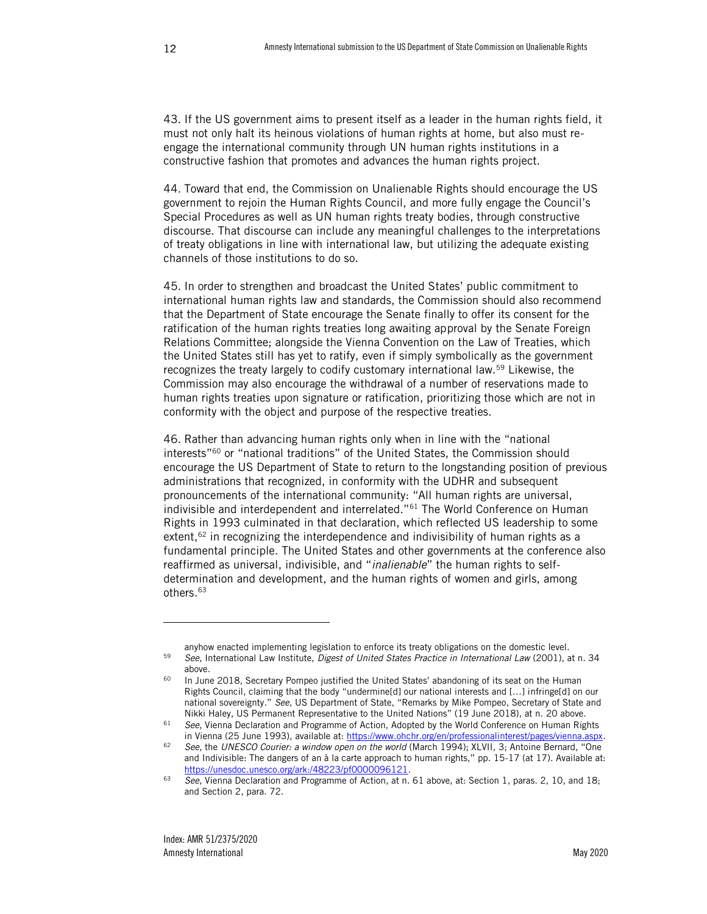43. If the US government aims to present itself as a leader in the human rights field, it must not only halt its heinous violations of human rights at home, but also must re-engage the international community through UN human rights institutions in a constructive fashion that promotes and advances the human rights project.

44. Toward that end, the Commission on Unalienable Rights should encourage the US government to rejoin the Human Rights Council, and more fully engage the Council's Special Procedures as well as UN human rights treaty bodies, through constructive discourse. That discourse can include any meaningful challenges to the interpretations of treaty obligations in line with international law, but utilizing the adequate existing channels of those institutions to do so.

45. In order to strengthen and broadcast the United States' public commitment to international human rights law and standards, the Commission should also recommend that the Department of State encourage the Senate finally to offer its consent for the ratification of the human rights treaties long awaiting approval by the Senate Foreign Relations Committee; alongside the Vienna Convention on the Law of Treaties, which the United States still has yet to ratify, even if simply symbolically as the government recognizes the treaty largely to codify customary international law.[59] Likewise, the Commission may also encourage the withdrawal of a number of reservations made to human rights treaties upon signature or ratification, prioritizing those which are not in conformity with the object and purpose of the respective treaties.

46. Rather than advancing human rights only when in line with the "national interests"[60] or "national traditions" of the United States, the Commission should encourage the US Department of State to return to the longstanding position of previous administrations that recognized, in conformity with the UDHR and subsequent pronouncements of the international community: "All human rights are universal, indivisible and interdependent and interrelated."[61] The World Conference on Human Rights in 1993 culminated in that declaration, which reflected US leadership to some extent,[62] in recognizing the interdependence and indivisibility of human rights as a fundamental principle. The United States and other governments at the conference also reaffirmed as universal, indivisible, and "*inalienable*" the human rights to self-determination and development, and the human rights of women and girls, among others.[63]

---

anyhow enacted implementing legislation to enforce its treaty obligations on the domestic level.

[59] *See*, International Law Institute, *Digest of United States Practice in International Law* (2001), at n. 34 above.

[60] In June 2018, Secretary Pompeo justified the United States' abandoning of its seat on the Human Rights Council, claiming that the body "undermine[d] our national interests and [...] infringe[d] on our national sovereignty." *See*, US Department of State, "Remarks by Mike Pompeo, Secretary of State and Nikki Haley, US Permanent Representative to the United Nations" (19 June 2018), at n. 20 above.

[61] *See*, Vienna Declaration and Programme of Action, Adopted by the World Conference on Human Rights in Vienna (25 June 1993), available at: https://www.ohchr.org/en/professionalinterest/pages/vienna.aspx.

[62] *See*, the *UNESCO Courier: a window open on the world* (March 1994); XLVII, 3; Antoine Bernard, "One and Indivisible: The dangers of an à la carte approach to human rights," pp. 15-17 (at 17). Available at: https://unesdoc.unesco.org/ark:/48223/pf0000096121.

[63] *See*, Vienna Declaration and Programme of Action, at n. 61 above, at: Section 1, paras. 2, 10, and 18; and Section 2, para. 72.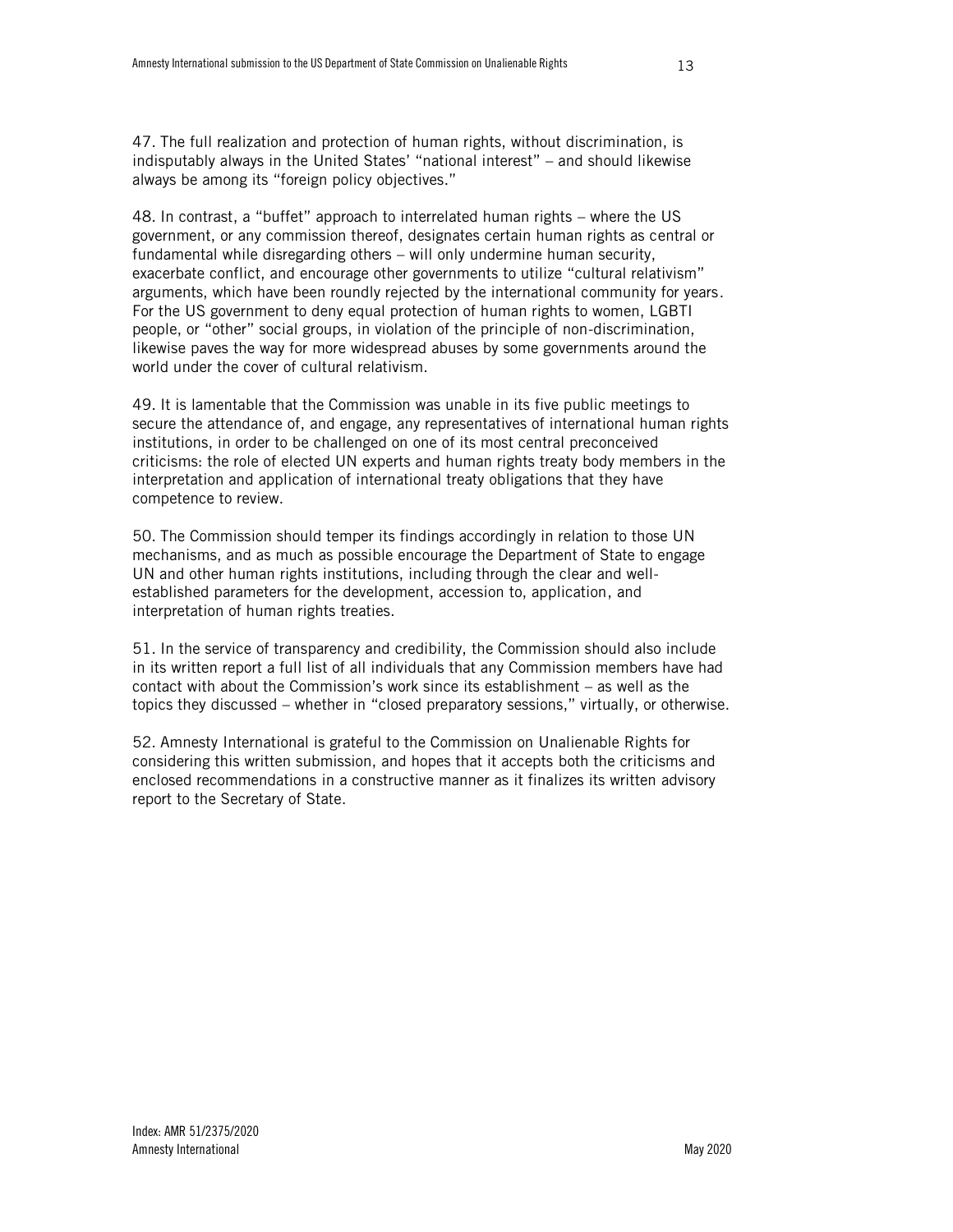47. The full realization and protection of human rights, without discrimination, is indisputably always in the United States' "national interest" – and should likewise always be among its "foreign policy objectives."

48. In contrast, a "buffet" approach to interrelated human rights – where the US government, or any commission thereof, designates certain human rights as central or fundamental while disregarding others – will only undermine human security, exacerbate conflict, and encourage other governments to utilize "cultural relativism" arguments, which have been roundly rejected by the international community for years. For the US government to deny equal protection of human rights to women, LGBTI people, or "other" social groups, in violation of the principle of non-discrimination, likewise paves the way for more widespread abuses by some governments around the world under the cover of cultural relativism.

49. It is lamentable that the Commission was unable in its five public meetings to secure the attendance of, and engage, any representatives of international human rights institutions, in order to be challenged on one of its most central preconceived criticisms: the role of elected UN experts and human rights treaty body members in the interpretation and application of international treaty obligations that they have competence to review.

50. The Commission should temper its findings accordingly in relation to those UN mechanisms, and as much as possible encourage the Department of State to engage UN and other human rights institutions, including through the clear and well-established parameters for the development, accession to, application, and interpretation of human rights treaties.

51. In the service of transparency and credibility, the Commission should also include in its written report a full list of all individuals that any Commission members have had contact with about the Commission's work since its establishment – as well as the topics they discussed – whether in "closed preparatory sessions," virtually, or otherwise.

52. Amnesty International is grateful to the Commission on Unalienable Rights for considering this written submission, and hopes that it accepts both the criticisms and enclosed recommendations in a constructive manner as it finalizes its written advisory report to the Secretary of State.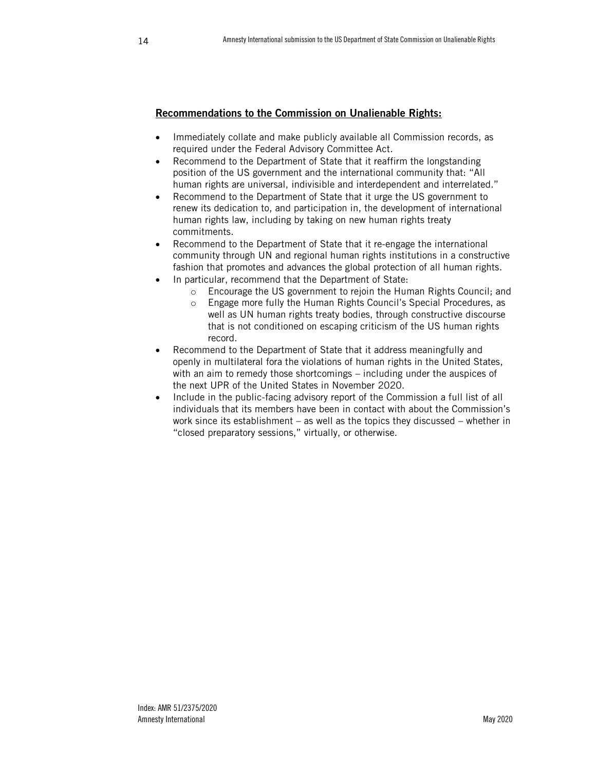**<u>Recommendations to the Commission on Unalienable Rights:</u>**

- Immediately collate and make publicly available all Commission records, as required under the Federal Advisory Committee Act.
- Recommend to the Department of State that it reaffirm the longstanding position of the US government and the international community that: "All human rights are universal, indivisible and interdependent and interrelated."
- Recommend to the Department of State that it urge the US government to renew its dedication to, and participation in, the development of international human rights law, including by taking on new human rights treaty commitments.
- Recommend to the Department of State that it re-engage the international community through UN and regional human rights institutions in a constructive fashion that promotes and advances the global protection of all human rights.
- In particular, recommend that the Department of State:
    - Encourage the US government to rejoin the Human Rights Council; and
    - Engage more fully the Human Rights Council's Special Procedures, as well as UN human rights treaty bodies, through constructive discourse that is not conditioned on escaping criticism of the US human rights record.
- Recommend to the Department of State that it address meaningfully and openly in multilateral fora the violations of human rights in the United States, with an aim to remedy those shortcomings – including under the auspices of the next UPR of the United States in November 2020.
- Include in the public-facing advisory report of the Commission a full list of all individuals that its members have been in contact with about the Commission's work since its establishment – as well as the topics they discussed – whether in "closed preparatory sessions," virtually, or otherwise.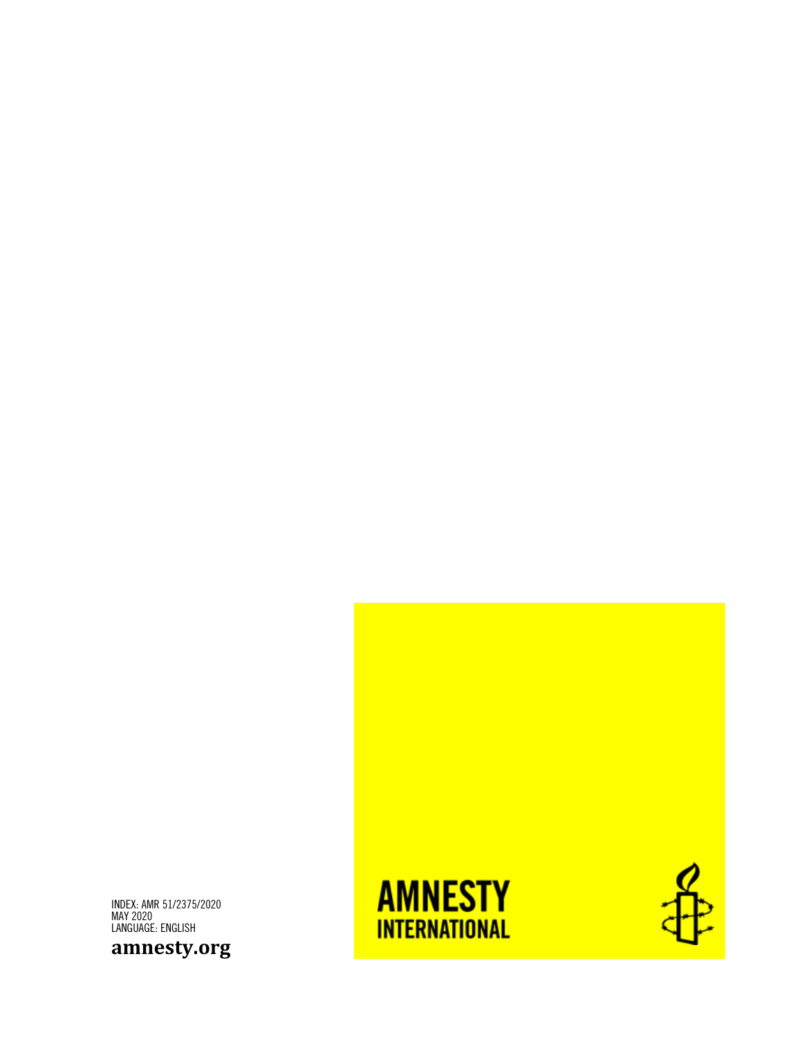INDEX: AMR 51/2375/2020
MAY 2020
LANGUAGE: ENGLISH

**amnesty.org**

AMNESTY
INTERNATIONAL